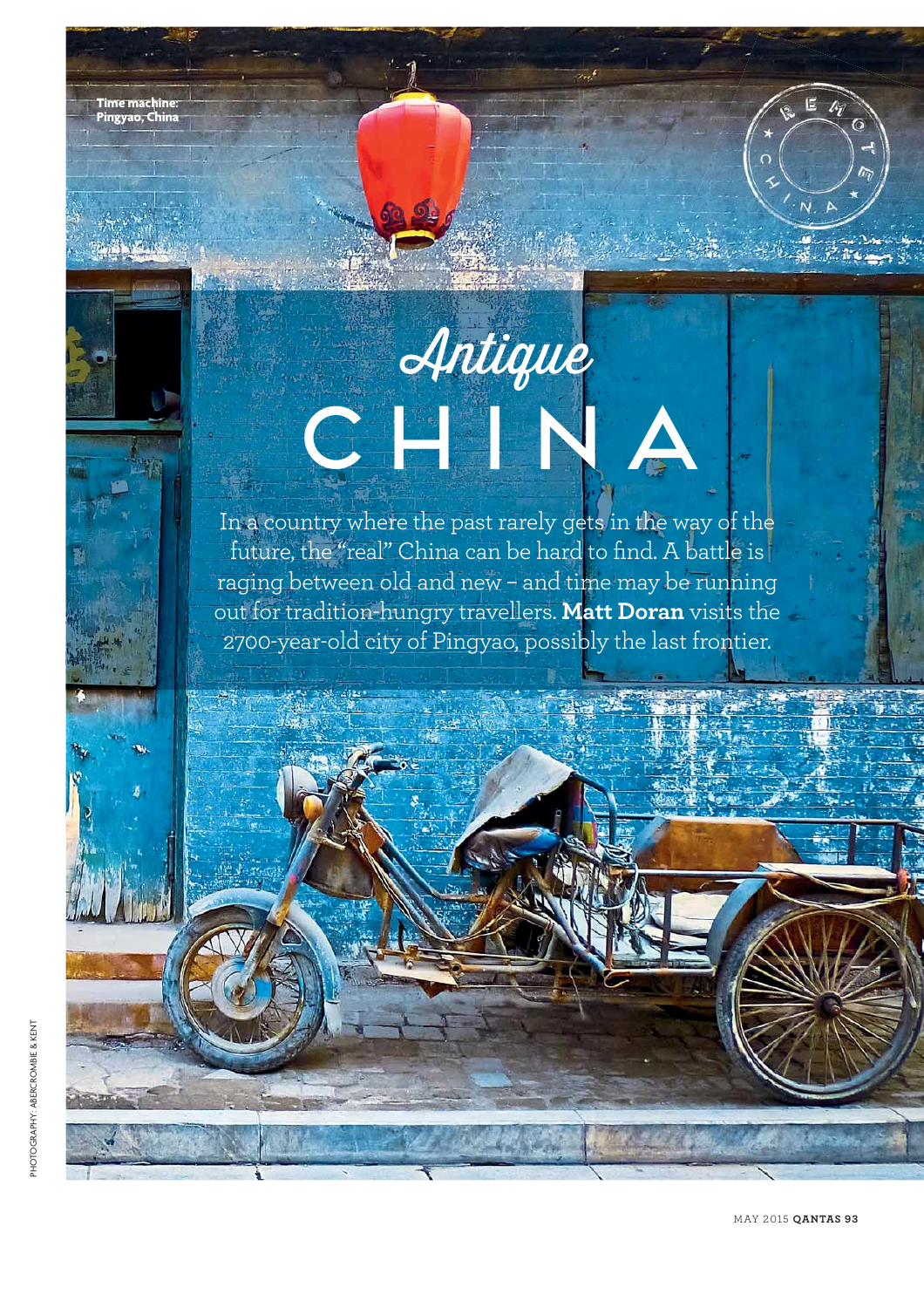Time machine: Pingyao, China

REMOTE CHINA

# *Antique* CHINA

In a country where the past rarely gets in the way of the future, the "real" China can be hard to find. A battle is raging between old and new – and time may be running out for tradition-hungry travellers. **Matt Doran** visits the 2700-year-old city of Pingyao, possibly the last frontier.

PHOTOGRAPHY: ABERCROMBIE & KENT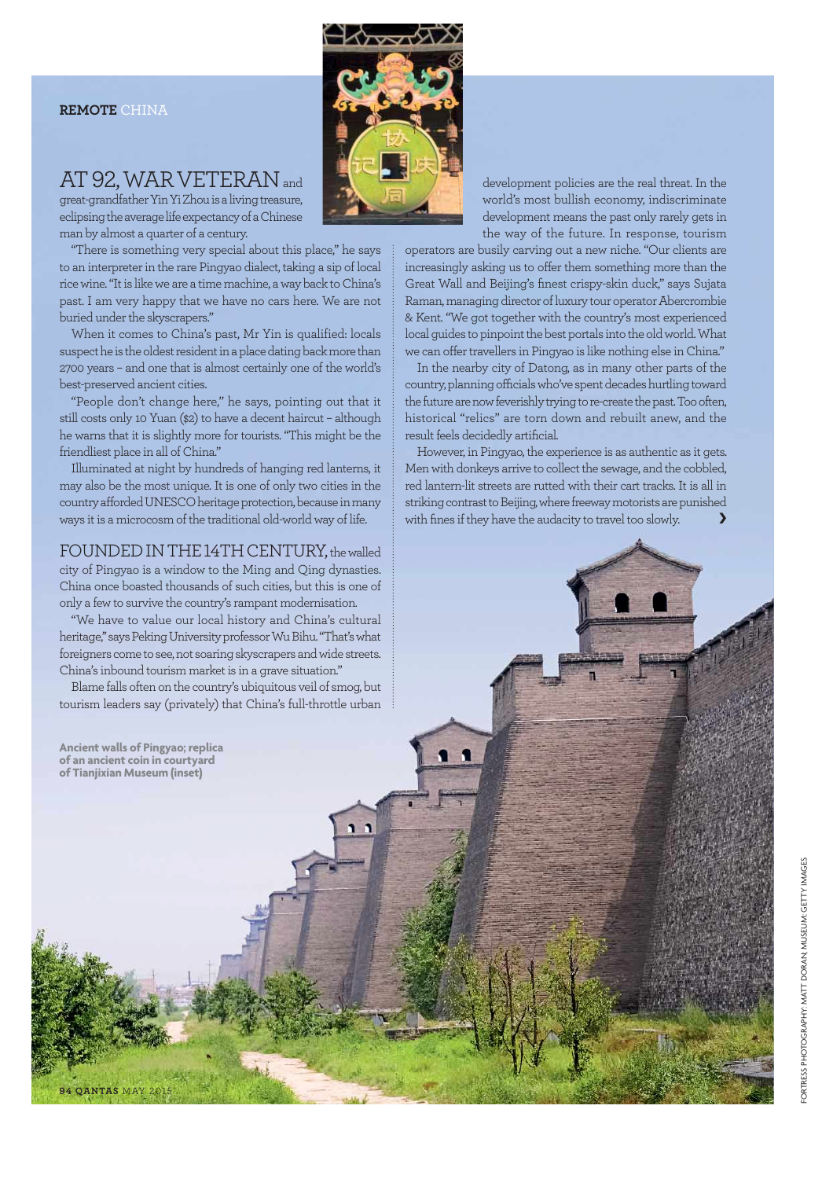AT 92, WAR VETERAN and great-grandfather Yin Yi Zhou is a living treasure, eclipsing the average life expectancy of a Chinese man by almost a quarter of a century.

"There is something very special about this place," he says to an interpreter in the rare Pingyao dialect, taking a sip of local rice wine. "It is like we are a time machine, a way back to China's past. I am very happy that we have no cars here. We are not buried under the skyscrapers."

When it comes to China's past, Mr Yin is qualified: locals suspect he is the oldest resident in a place dating back more than 2700 years – and one that is almost certainly one of the world's best-preserved ancient cities.

"People don't change here," he says, pointing out that it still costs only 10 Yuan ($2) to have a decent haircut – although he warns that it is slightly more for tourists. "This might be the friendliest place in all of China."

Illuminated at night by hundreds of hanging red lanterns, it may also be the most unique. It is one of only two cities in the country afforded UNESCO heritage protection, because in many ways it is a microcosm of the traditional old-world way of life.

FOUNDED IN THE 14TH CENTURY, the walled city of Pingyao is a window to the Ming and Qing dynasties. China once boasted thousands of such cities, but this is one of only a few to survive the country's rampant modernisation.

"We have to value our local history and China's cultural heritage," says Peking University professor Wu Bihu. "That's what foreigners come to see, not soaring skyscrapers and wide streets. China's inbound tourism market is in a grave situation."

Blame falls often on the country's ubiquitous veil of smog, but tourism leaders say (privately) that China's full-throttle urban development policies are the real threat. In the world's most bullish economy, indiscriminate development means the past only rarely gets in the way of the future. In response, tourism operators are busily carving out a new niche. "Our clients are increasingly asking us to offer them something more than the Great Wall and Beijing's finest crispy-skin duck," says Sujata Raman, managing director of luxury tour operator Abercrombie & Kent. "We got together with the country's most experienced local guides to pinpoint the best portals into the old world. What we can offer travellers in Pingyao is like nothing else in China."

In the nearby city of Datong, as in many other parts of the country, planning officials who've spent decades hurtling toward the future are now feverishly trying to re-create the past. Too often, historical "relics" are torn down and rebuilt anew, and the result feels decidedly artificial.

However, in Pingyao, the experience is as authentic as it gets. Men with donkeys arrive to collect the sewage, and the cobbled, red lantern-lit streets are rutted with their cart tracks. It is all in striking contrast to Beijing, where freeway motorists are punished with fines if they have the audacity to travel too slowly.

**Ancient walls of Pingyao; replica of an ancient coin in courtyard of Tianjixian Museum (inset)**

FORTRESS PHOTOGRAPHY: MATT DORAN. MUSEUM: GETTY IMAGES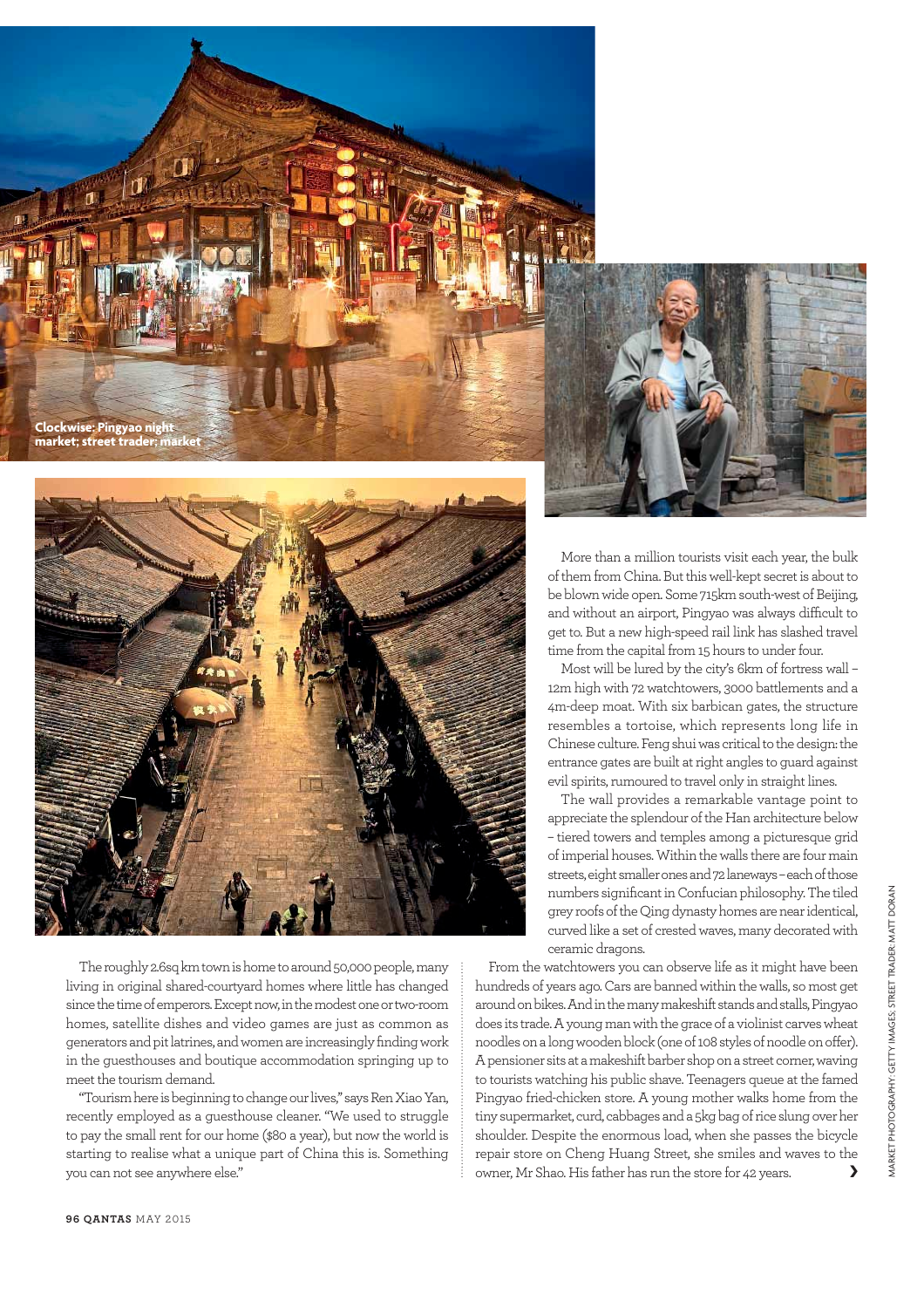Clockwise: Pingyao night market; street trader; market

More than a million tourists visit each year, the bulk of them from China. But this well-kept secret is about to be blown wide open. Some 715km south-west of Beijing, and without an airport, Pingyao was always difficult to get to. But a new high-speed rail link has slashed travel time from the capital from 15 hours to under four.

Most will be lured by the city's 6km of fortress wall – 12m high with 72 watchtowers, 3000 battlements and a 4m-deep moat. With six barbican gates, the structure resembles a tortoise, which represents long life in Chinese culture. Feng shui was critical to the design: the entrance gates are built at right angles to guard against evil spirits, rumoured to travel only in straight lines.

The wall provides a remarkable vantage point to appreciate the splendour of the Han architecture below – tiered towers and temples among a picturesque grid of imperial houses. Within the walls there are four main streets, eight smaller ones and 72 laneways – each of those numbers significant in Confucian philosophy. The tiled grey roofs of the Qing dynasty homes are near identical, curved like a set of crested waves, many decorated with ceramic dragons.

The roughly 2.6sq km town is home to around 50,000 people, many living in original shared-courtyard homes where little has changed since the time of emperors. Except now, in the modest one or two-room homes, satellite dishes and video games are just as common as generators and pit latrines, and women are increasingly finding work in the guesthouses and boutique accommodation springing up to meet the tourism demand.

"Tourism here is beginning to change our lives," says Ren Xiao Yan, recently employed as a guesthouse cleaner. "We used to struggle to pay the small rent for our home ($80 a year), but now the world is starting to realise what a unique part of China this is. Something you can not see anywhere else."

From the watchtowers you can observe life as it might have been hundreds of years ago. Cars are banned within the walls, so most get around on bikes. And in the many makeshift stands and stalls, Pingyao does its trade. A young man with the grace of a violinist carves wheat noodles on a long wooden block (one of 108 styles of noodle on offer). A pensioner sits at a makeshift barber shop on a street corner, waving to tourists watching his public shave. Teenagers queue at the famed Pingyao fried-chicken store. A young mother walks home from the tiny supermarket, curd, cabbages and a 5kg bag of rice slung over her shoulder. Despite the enormous load, when she passes the bicycle repair store on Cheng Huang Street, she smiles and waves to the owner, Mr Shao. His father has run the store for 42 years.

MARKET PHOTOGRAPHY: GETTY IMAGES; STREET TRADER: MATT DORAN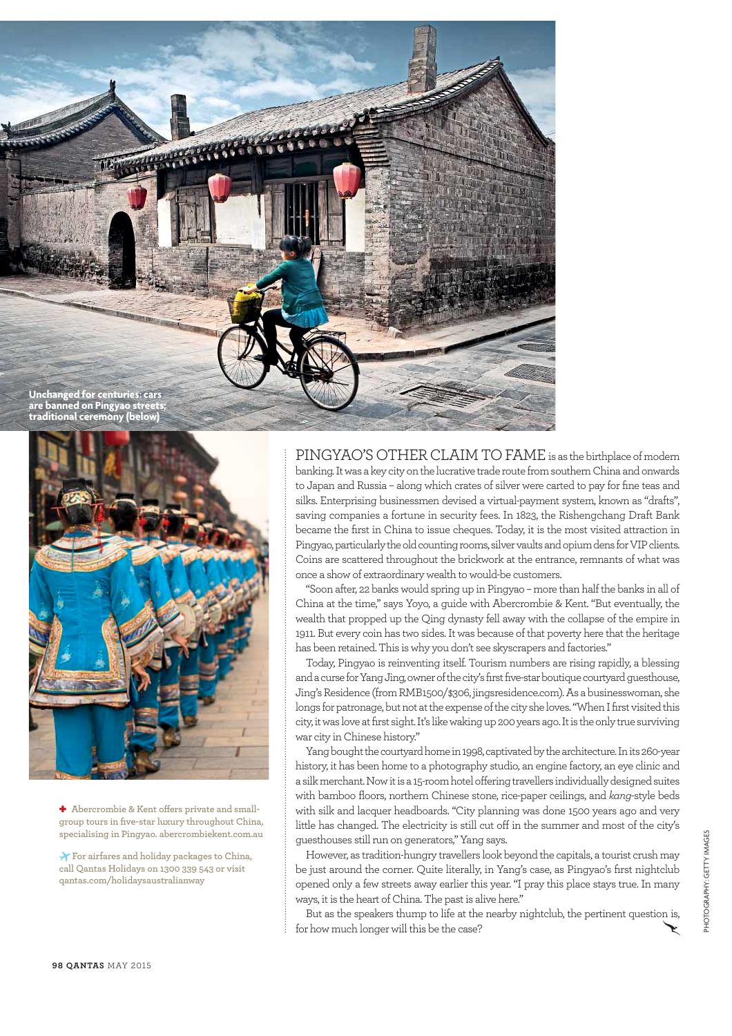Unchanged for centuries: cars are banned on Pingyao streets; traditional ceremony (below)

PINGYAO'S OTHER CLAIM TO FAME is as the birthplace of modern banking. It was a key city on the lucrative trade route from southern China and onwards to Japan and Russia – along which crates of silver were carted to pay for fine teas and silks. Enterprising businessmen devised a virtual-payment system, known as "drafts", saving companies a fortune in security fees. In 1823, the Rishengchang Draft Bank became the first in China to issue cheques. Today, it is the most visited attraction in Pingyao, particularly the old counting rooms, silver vaults and opium dens for VIP clients. Coins are scattered throughout the brickwork at the entrance, remnants of what was once a show of extraordinary wealth to would-be customers.

"Soon after, 22 banks would spring up in Pingyao – more than half the banks in all of China at the time," says Yoyo, a guide with Abercrombie & Kent. "But eventually, the wealth that propped up the Qing dynasty fell away with the collapse of the empire in 1911. But every coin has two sides. It was because of that poverty here that the heritage has been retained. This is why you don't see skyscrapers and factories."

Today, Pingyao is reinventing itself. Tourism numbers are rising rapidly, a blessing and a curse for Yang Jing, owner of the city's first five-star boutique courtyard guesthouse, Jing's Residence (from RMB1500/$306, jingsresidence.com). As a businesswoman, she longs for patronage, but not at the expense of the city she loves. "When I first visited this city, it was love at first sight. It's like waking up 200 years ago. It is the only true surviving war city in Chinese history."

Yang bought the courtyard home in 1998, captivated by the architecture. In its 260-year history, it has been home to a photography studio, an engine factory, an eye clinic and a silk merchant. Now it is a 15-room hotel offering travellers individually designed suites with bamboo floors, northern Chinese stone, rice-paper ceilings, and *kang*-style beds with silk and lacquer headboards. "City planning was done 1500 years ago and very little has changed. The electricity is still cut off in the summer and most of the city's guesthouses still run on generators," Yang says.

However, as tradition-hungry travellers look beyond the capitals, a tourist crush may be just around the corner. Quite literally, in Yang's case, as Pingyao's first nightclub opened only a few streets away earlier this year. "I pray this place stays true. In many ways, it is the heart of China. The past is alive here."

But as the speakers thump to life at the nearby nightclub, the pertinent question is, for how much longer will this be the case?

Abercrombie & Kent offers private and small-group tours in five-star luxury throughout China, specialising in Pingyao. abercrombiekent.com.au

For airfares and holiday packages to China, call Qantas Holidays on 1300 339 543 or visit qantas.com/holidaysaustralianway

PHOTOGRAPHY: GETTY IMAGES